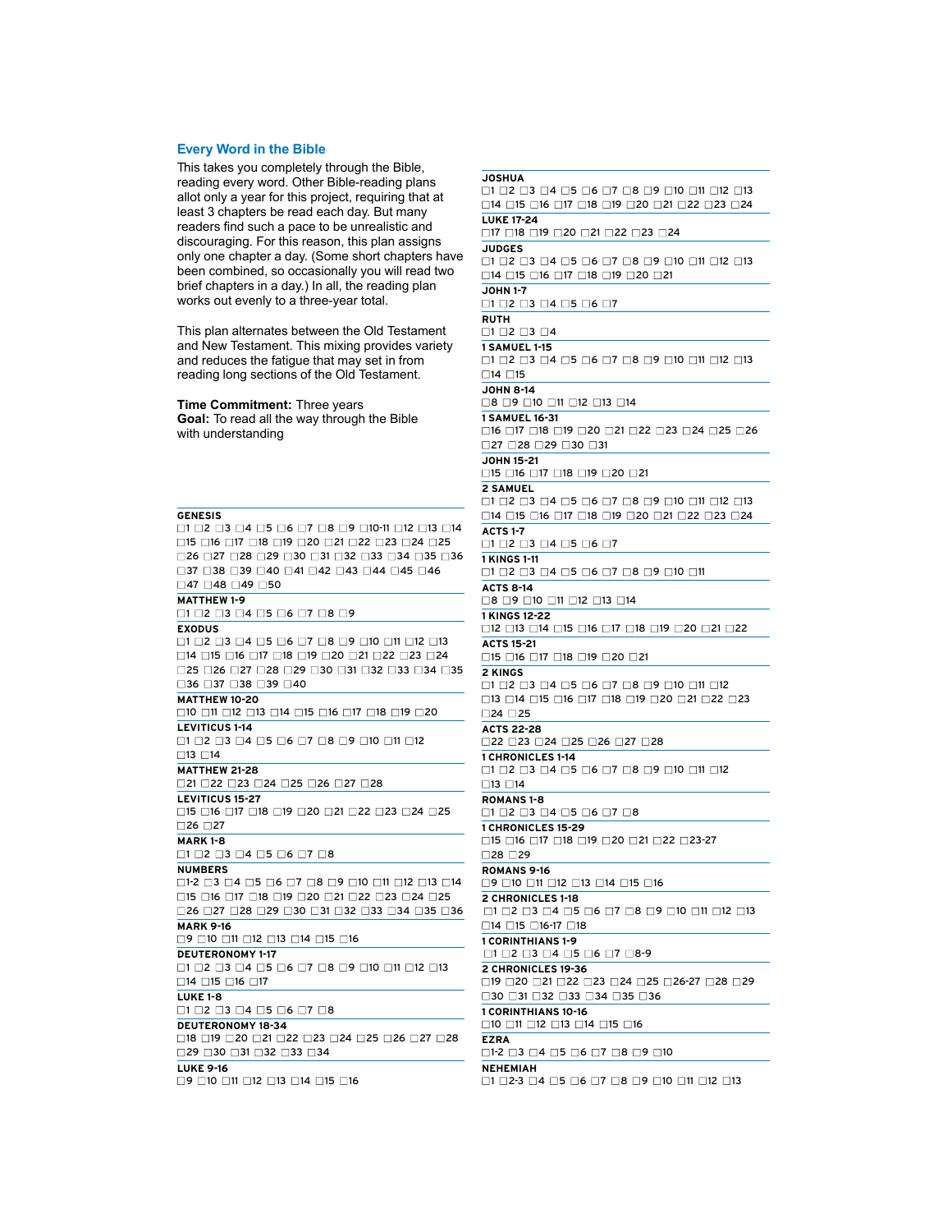## Every Word in the Bible

This takes you completely through the Bible, reading every word. Other Bible-reading plans allot only a year for this project, requiring that at least 3 chapters be read each day. But many readers find such a pace to be unrealistic and discouraging. For this reason, this plan assigns only one chapter a day. (Some short chapters have been combined, so occasionally you will read two brief chapters in a day.) In all, the reading plan works out evenly to a three-year total.

This plan alternates between the Old Testament and New Testament. This mixing provides variety and reduces the fatigue that may set in from reading long sections of the Old Testament.

**Time Commitment:** Three years
**Goal:** To read all the way through the Bible with understanding

**GENESIS**
☐1 ☐2 ☐3 ☐4 ☐5 ☐6 ☐7 ☐8 ☐9 ☐10-11 ☐12 ☐13 ☐14 ☐15 ☐16 ☐17 ☐18 ☐19 ☐20 ☐21 ☐22 ☐23 ☐24 ☐25 ☐26 ☐27 ☐28 ☐29 ☐30 ☐31 ☐32 ☐33 ☐34 ☐35 ☐36 ☐37 ☐38 ☐39 ☐40 ☐41 ☐42 ☐43 ☐44 ☐45 ☐46 ☐47 ☐48 ☐49 ☐50

**MATTHEW 1-9**
☐1 ☐2 ☐3 ☐4 ☐5 ☐6 ☐7 ☐8 ☐9

**EXODUS**
☐1 ☐2 ☐3 ☐4 ☐5 ☐6 ☐7 ☐8 ☐9 ☐10 ☐11 ☐12 ☐13 ☐14 ☐15 ☐16 ☐17 ☐18 ☐19 ☐20 ☐21 ☐22 ☐23 ☐24 ☐25 ☐26 ☐27 ☐28 ☐29 ☐30 ☐31 ☐32 ☐33 ☐34 ☐35 ☐36 ☐37 ☐38 ☐39 ☐40

**MATTHEW 10-20**
☐10 ☐11 ☐12 ☐13 ☐14 ☐15 ☐16 ☐17 ☐18 ☐19 ☐20

**LEVITICUS 1-14**
☐1 ☐2 ☐3 ☐4 ☐5 ☐6 ☐7 ☐8 ☐9 ☐10 ☐11 ☐12 ☐13 ☐14

**MATTHEW 21-28**
☐21 ☐22 ☐23 ☐24 ☐25 ☐26 ☐27 ☐28

**LEVITICUS 15-27**
☐15 ☐16 ☐17 ☐18 ☐19 ☐20 ☐21 ☐22 ☐23 ☐24 ☐25 ☐26 ☐27

**MARK 1-8**
☐1 ☐2 ☐3 ☐4 ☐5 ☐6 ☐7 ☐8

**NUMBERS**
☐1-2 ☐3 ☐4 ☐5 ☐6 ☐7 ☐8 ☐9 ☐10 ☐11 ☐12 ☐13 ☐14 ☐15 ☐16 ☐17 ☐18 ☐19 ☐20 ☐21 ☐22 ☐23 ☐24 ☐25 ☐26 ☐27 ☐28 ☐29 ☐30 ☐31 ☐32 ☐33 ☐34 ☐35 ☐36

**MARK 9-16**
☐9 ☐10 ☐11 ☐12 ☐13 ☐14 ☐15 ☐16

**DEUTERONOMY 1-17**
☐1 ☐2 ☐3 ☐4 ☐5 ☐6 ☐7 ☐8 ☐9 ☐10 ☐11 ☐12 ☐13 ☐14 ☐15 ☐16 ☐17

**LUKE 1-8**
☐1 ☐2 ☐3 ☐4 ☐5 ☐6 ☐7 ☐8

**DEUTERONOMY 18-34**
☐18 ☐19 ☐20 ☐21 ☐22 ☐23 ☐24 ☐25 ☐26 ☐27 ☐28 ☐29 ☐30 ☐31 ☐32 ☐33 ☐34

**LUKE 9-16**
☐9 ☐10 ☐11 ☐12 ☐13 ☐14 ☐15 ☐16

**JOSHUA**
☐1 ☐2 ☐3 ☐4 ☐5 ☐6 ☐7 ☐8 ☐9 ☐10 ☐11 ☐12 ☐13 ☐14 ☐15 ☐16 ☐17 ☐18 ☐19 ☐20 ☐21 ☐22 ☐23 ☐24

**LUKE 17-24**
☐17 ☐18 ☐19 ☐20 ☐21 ☐22 ☐23 ☐24

**JUDGES**
☐1 ☐2 ☐3 ☐4 ☐5 ☐6 ☐7 ☐8 ☐9 ☐10 ☐11 ☐12 ☐13 ☐14 ☐15 ☐16 ☐17 ☐18 ☐19 ☐20 ☐21

**JOHN 1-7**
☐1 ☐2 ☐3 ☐4 ☐5 ☐6 ☐7

**RUTH**
☐1 ☐2 ☐3 ☐4

**1 SAMUEL 1-15**
☐1 ☐2 ☐3 ☐4 ☐5 ☐6 ☐7 ☐8 ☐9 ☐10 ☐11 ☐12 ☐13 ☐14 ☐15

**JOHN 8-14**
☐8 ☐9 ☐10 ☐11 ☐12 ☐13 ☐14

**1 SAMUEL 16-31**
☐16 ☐17 ☐18 ☐19 ☐20 ☐21 ☐22 ☐23 ☐24 ☐25 ☐26 ☐27 ☐28 ☐29 ☐30 ☐31

**JOHN 15-21**
☐15 ☐16 ☐17 ☐18 ☐19 ☐20 ☐21

**2 SAMUEL**
☐1 ☐2 ☐3 ☐4 ☐5 ☐6 ☐7 ☐8 ☐9 ☐10 ☐11 ☐12 ☐13 ☐14 ☐15 ☐16 ☐17 ☐18 ☐19 ☐20 ☐21 ☐22 ☐23 ☐24

**ACTS 1-7**
☐1 ☐2 ☐3 ☐4 ☐5 ☐6 ☐7

**1 KINGS 1-11**
☐1 ☐2 ☐3 ☐4 ☐5 ☐6 ☐7 ☐8 ☐9 ☐10 ☐11

**ACTS 8-14**
☐8 ☐9 ☐10 ☐11 ☐12 ☐13 ☐14

**1 KINGS 12-22**
☐12 ☐13 ☐14 ☐15 ☐16 ☐17 ☐18 ☐19 ☐20 ☐21 ☐22

**ACTS 15-21**
☐15 ☐16 ☐17 ☐18 ☐19 ☐20 ☐21

**2 KINGS**
☐1 ☐2 ☐3 ☐4 ☐5 ☐6 ☐7 ☐8 ☐9 ☐10 ☐11 ☐12 ☐13 ☐14 ☐15 ☐16 ☐17 ☐18 ☐19 ☐20 ☐21 ☐22 ☐23 ☐24 ☐25

**ACTS 22-28**
☐22 ☐23 ☐24 ☐25 ☐26 ☐27 ☐28

**1 CHRONICLES 1-14**
☐1 ☐2 ☐3 ☐4 ☐5 ☐6 ☐7 ☐8 ☐9 ☐10 ☐11 ☐12 ☐13 ☐14

**ROMANS 1-8**
☐1 ☐2 ☐3 ☐4 ☐5 ☐6 ☐7 ☐8

**1 CHRONICLES 15-29**
☐15 ☐16 ☐17 ☐18 ☐19 ☐20 ☐21 ☐22 ☐23-27 ☐28 ☐29

**ROMANS 9-16**
☐9 ☐10 ☐11 ☐12 ☐13 ☐14 ☐15 ☐16

**2 CHRONICLES 1-18**
☐1 ☐2 ☐3 ☐4 ☐5 ☐6 ☐7 ☐8 ☐9 ☐10 ☐11 ☐12 ☐13 ☐14 ☐15 ☐16-17 ☐18

**1 CORINTHIANS 1-9**
☐1 ☐2 ☐3 ☐4 ☐5 ☐6 ☐7 ☐8-9

**2 CHRONICLES 19-36**
☐19 ☐20 ☐21 ☐22 ☐23 ☐24 ☐25 ☐26-27 ☐28 ☐29 ☐30 ☐31 ☐32 ☐33 ☐34 ☐35 ☐36

**1 CORINTHIANS 10-16**
☐10 ☐11 ☐12 ☐13 ☐14 ☐15 ☐16

**EZRA**
☐1-2 ☐3 ☐4 ☐5 ☐6 ☐7 ☐8 ☐9 ☐10

**NEHEMIAH**
☐1 ☐2-3 ☐4 ☐5 ☐6 ☐7 ☐8 ☐9 ☐10 ☐11 ☐12 ☐13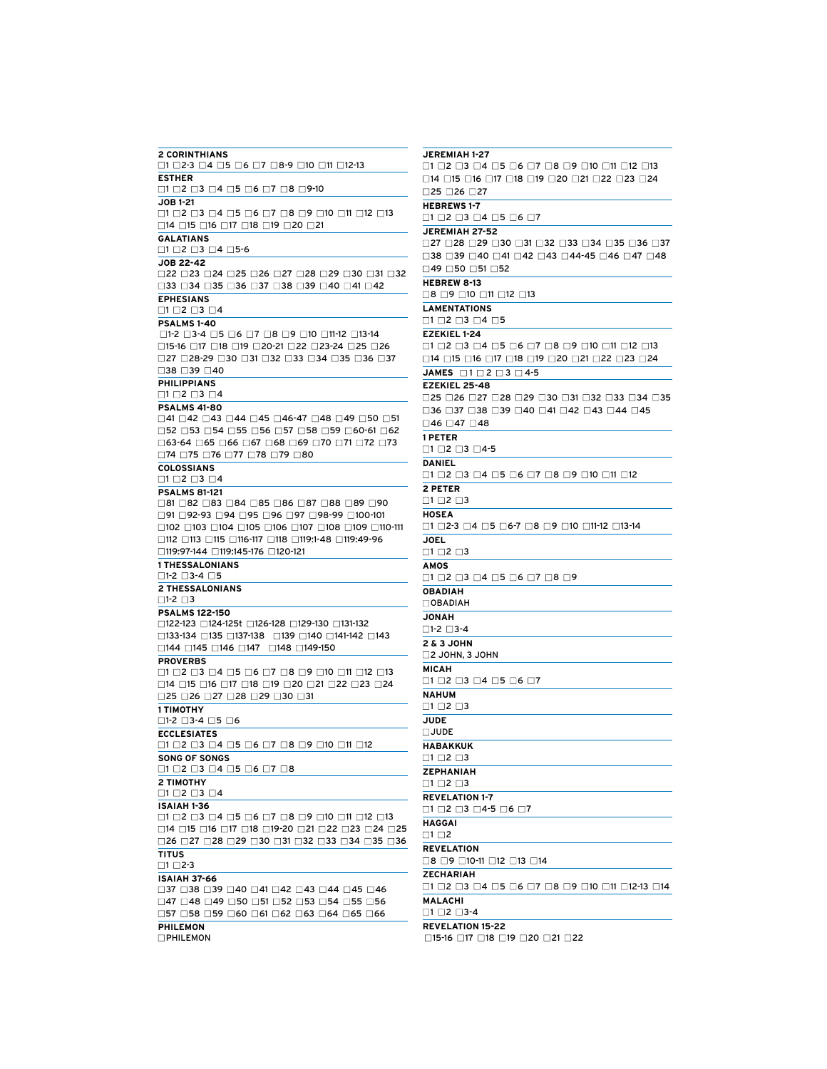**2 CORINTHIANS**
☐1 ☐2-3 ☐4 ☐5 ☐6 ☐7 ☐8-9 ☐10 ☐11 ☐12-13

**ESTHER**
☐1 ☐2 ☐3 ☐4 ☐5 ☐6 ☐7 ☐8 ☐9-10

**JOB 1-21**
☐1 ☐2 ☐3 ☐4 ☐5 ☐6 ☐7 ☐8 ☐9 ☐10 ☐11 ☐12 ☐13
☐14 ☐15 ☐16 ☐17 ☐18 ☐19 ☐20 ☐21

**GALATIANS**
☐1 ☐2 ☐3 ☐4 ☐5-6

**JOB 22-42**
☐22 ☐23 ☐24 ☐25 ☐26 ☐27 ☐28 ☐29 ☐30 ☐31 ☐32
☐33 ☐34 ☐35 ☐36 ☐37 ☐38 ☐39 ☐40 ☐41 ☐42

**EPHESIANS**
☐1 ☐2 ☐3 ☐4

**PSALMS 1-40**
☐1-2 ☐3-4 ☐5 ☐6 ☐7 ☐8 ☐9 ☐10 ☐11-12 ☐13-14
☐15-16 ☐17 ☐18 ☐19 ☐20-21 ☐22 ☐23-24 ☐25 ☐26
☐27 ☐28-29 ☐30 ☐31 ☐32 ☐33 ☐34 ☐35 ☐36 ☐37
☐38 ☐39 ☐40

**PHILIPPIANS**
☐1 ☐2 ☐3 ☐4

**PSALMS 41-80**
☐41 ☐42 ☐43 ☐44 ☐45 ☐46-47 ☐48 ☐49 ☐50 ☐51
☐52 ☐53 ☐54 ☐55 ☐56 ☐57 ☐58 ☐59 ☐60-61 ☐62
☐63-64 ☐65 ☐66 ☐67 ☐68 ☐69 ☐70 ☐71 ☐72 ☐73
☐74 ☐75 ☐76 ☐77 ☐78 ☐79 ☐80

**COLOSSIANS**
☐1 ☐2 ☐3 ☐4

**PSALMS 81-121**
☐81 ☐82 ☐83 ☐84 ☐85 ☐86 ☐87 ☐88 ☐89 ☐90
☐91 ☐92-93 ☐94 ☐95 ☐96 ☐97 ☐98-99 ☐100-101
☐102 ☐103 ☐104 ☐105 ☐106 ☐107 ☐108 ☐109 ☐110-111
☐112 ☐113 ☐115 ☐116-117 ☐118 ☐119:1-48 ☐119:49-96
☐119:97-144 ☐119:145-176 ☐120-121

**1 THESSALONIANS**
☐1-2 ☐3-4 ☐5

**2 THESSALONIANS**
☐1-2 ☐3

**PSALMS 122-150**
☐122-123 ☐124-125t ☐126-128 ☐129-130 ☐131-132
☐133-134 ☐135 ☐137-138 ☐139 ☐140 ☐141-142 ☐143
☐144 ☐145 ☐146 ☐147 ☐148 ☐149-150

**PROVERBS**
☐1 ☐2 ☐3 ☐4 ☐5 ☐6 ☐7 ☐8 ☐9 ☐10 ☐11 ☐12 ☐13
☐14 ☐15 ☐16 ☐17 ☐18 ☐19 ☐20 ☐21 ☐22 ☐23 ☐24
☐25 ☐26 ☐27 ☐28 ☐29 ☐30 ☐31

**1 TIMOTHY**
☐1-2 ☐3-4 ☐5 ☐6

**ECCLESIATES**
☐1 ☐2 ☐3 ☐4 ☐5 ☐6 ☐7 ☐8 ☐9 ☐10 ☐11 ☐12

**SONG OF SONGS**
☐1 ☐2 ☐3 ☐4 ☐5 ☐6 ☐7 ☐8

**2 TIMOTHY**
☐1 ☐2 ☐3 ☐4

**ISAIAH 1-36**
☐1 ☐2 ☐3 ☐4 ☐5 ☐6 ☐7 ☐8 ☐9 ☐10 ☐11 ☐12 ☐13
☐14 ☐15 ☐16 ☐17 ☐18 ☐19-20 ☐21 ☐22 ☐23 ☐24 ☐25
☐26 ☐27 ☐28 ☐29 ☐30 ☐31 ☐32 ☐33 ☐34 ☐35 ☐36

**TITUS**
☐1 ☐2-3

**ISAIAH 37-66**
☐37 ☐38 ☐39 ☐40 ☐41 ☐42 ☐43 ☐44 ☐45 ☐46
☐47 ☐48 ☐49 ☐50 ☐51 ☐52 ☐53 ☐54 ☐55 ☐56
☐57 ☐58 ☐59 ☐60 ☐61 ☐62 ☐63 ☐64 ☐65 ☐66

**PHILEMON**
☐PHILEMON

**JEREMIAH 1-27**
☐1 ☐2 ☐3 ☐4 ☐5 ☐6 ☐7 ☐8 ☐9 ☐10 ☐11 ☐12 ☐13
☐14 ☐15 ☐16 ☐17 ☐18 ☐19 ☐20 ☐21 ☐22 ☐23 ☐24
☐25 ☐26 ☐27

**HEBREWS 1-7**
☐1 ☐2 ☐3 ☐4 ☐5 ☐6 ☐7

**JEREMIAH 27-52**
☐27 ☐28 ☐29 ☐30 ☐31 ☐32 ☐33 ☐34 ☐35 ☐36 ☐37
☐38 ☐39 ☐40 ☐41 ☐42 ☐43 ☐44-45 ☐46 ☐47 ☐48
☐49 ☐50 ☐51 ☐52

**HEBREW 8-13**
☐8 ☐9 ☐10 ☐11 ☐12 ☐13

**LAMENTATIONS**
☐1 ☐2 ☐3 ☐4 ☐5

**EZEKIEL 1-24**
☐1 ☐2 ☐3 ☐4 ☐5 ☐6 ☐7 ☐8 ☐9 ☐10 ☐11 ☐12 ☐13
☐14 ☐15 ☐16 ☐17 ☐18 ☐19 ☐20 ☐21 ☐22 ☐23 ☐24

**JAMES** ☐1 ☐2 ☐3 ☐4-5

**EZEKIEL 25-48**
☐25 ☐26 ☐27 ☐28 ☐29 ☐30 ☐31 ☐32 ☐33 ☐34 ☐35
☐36 ☐37 ☐38 ☐39 ☐40 ☐41 ☐42 ☐43 ☐44 ☐45
☐46 ☐47 ☐48

**1 PETER**
☐1 ☐2 ☐3 ☐4-5

**DANIEL**
☐1 ☐2 ☐3 ☐4 ☐5 ☐6 ☐7 ☐8 ☐9 ☐10 ☐11 ☐12

**2 PETER**
☐1 ☐2 ☐3

**HOSEA**
☐1 ☐2-3 ☐4 ☐5 ☐6-7 ☐8 ☐9 ☐10 ☐11-12 ☐13-14

**JOEL**
☐1 ☐2 ☐3

**AMOS**
☐1 ☐2 ☐3 ☐4 ☐5 ☐6 ☐7 ☐8 ☐9

**OBADIAH**
☐OBADIAH

**JONAH**
☐1-2 ☐3-4

**2 & 3 JOHN**
☐2 JOHN, 3 JOHN

**MICAH**
☐1 ☐2 ☐3 ☐4 ☐5 ☐6 ☐7

**NAHUM**
☐1 ☐2 ☐3

**JUDE**
☐JUDE

**HABAKKUK**
☐1 ☐2 ☐3

**ZEPHANIAH**
☐1 ☐2 ☐3

**REVELATION 1-7**
☐1 ☐2 ☐3 ☐4-5 ☐6 ☐7

**HAGGAI**
☐1 ☐2

**REVELATION**
☐8 ☐9 ☐10-11 ☐12 ☐13 ☐14

**ZECHARIAH**
☐1 ☐2 ☐3 ☐4 ☐5 ☐6 ☐7 ☐8 ☐9 ☐10 ☐11 ☐12-13 ☐14

**MALACHI**
☐1 ☐2 ☐3-4

**REVELATION 15-22**
☐15-16 ☐17 ☐18 ☐19 ☐20 ☐21 ☐22